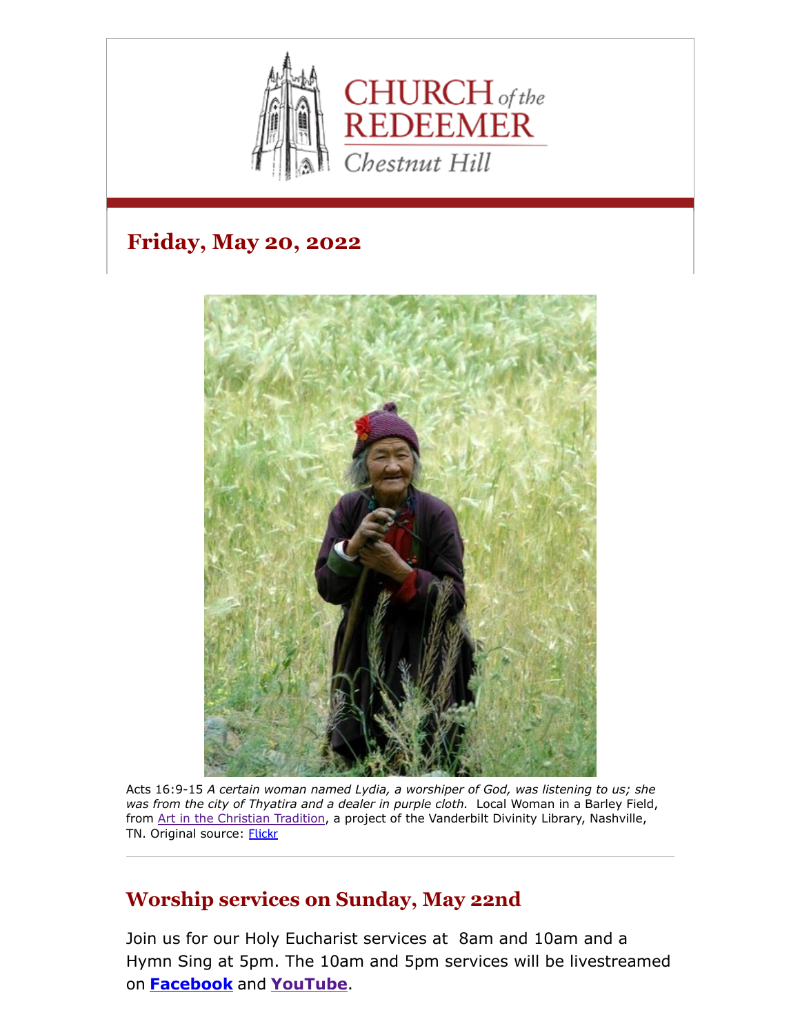# CHURCH of the REDEEMER
Chestnut Hill

## Friday, May 20, 2022

Acts 16:9-15 *A certain woman named Lydia, a worshiper of God, was listening to us; she was from the city of Thyatira and a dealer in purple cloth.* Local Woman in a Barley Field, from Art in the Christian Tradition, a project of the Vanderbilt Divinity Library, Nashville, TN. Original source: Flickr

---

## Worship services on Sunday, May 22nd

Join us for our Holy Eucharist services at 8am and 10am and a Hymn Sing at 5pm. The 10am and 5pm services will be livestreamed on **Facebook** and **YouTube**.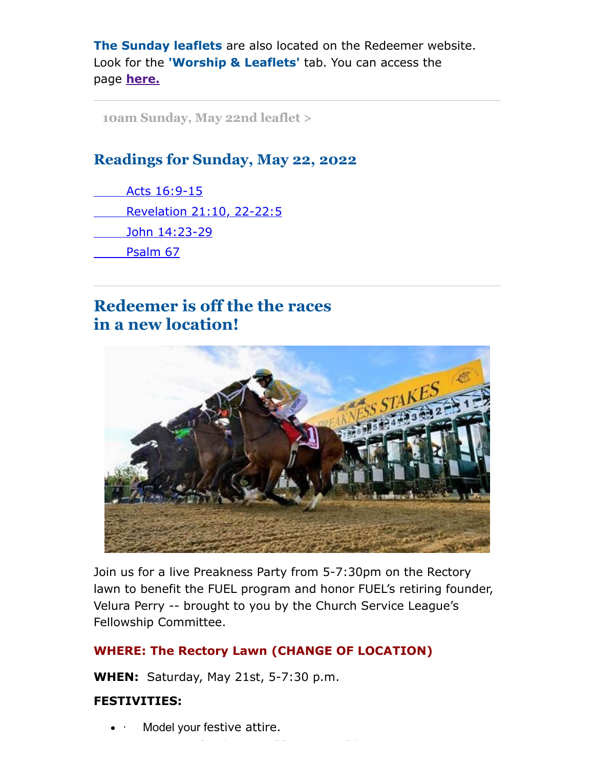**The Sunday leaflets** are also located on the Redeemer website. Look for the **'Worship & Leaflets'** tab. You can access the page **here.**

---

**10am Sunday, May 22nd leaflet >**

## Readings for Sunday, May 22, 2022

Acts 16:9-15

Revelation 21:10, 22-22:5

John 14:23-29

Psalm 67

---

## Redeemer is off the the races in a new location!

Join us for a live Preakness Party from 5-7:30pm on the Rectory lawn to benefit the FUEL program and honor FUEL's retiring founder, Velura Perry -- brought to you by the Church Service League's Fellowship Committee.

**WHERE: The Rectory Lawn (CHANGE OF LOCATION)**

**WHEN:** Saturday, May 21st, 5-7:30 p.m.

**FESTIVITIES:**

- · Model your festive attire.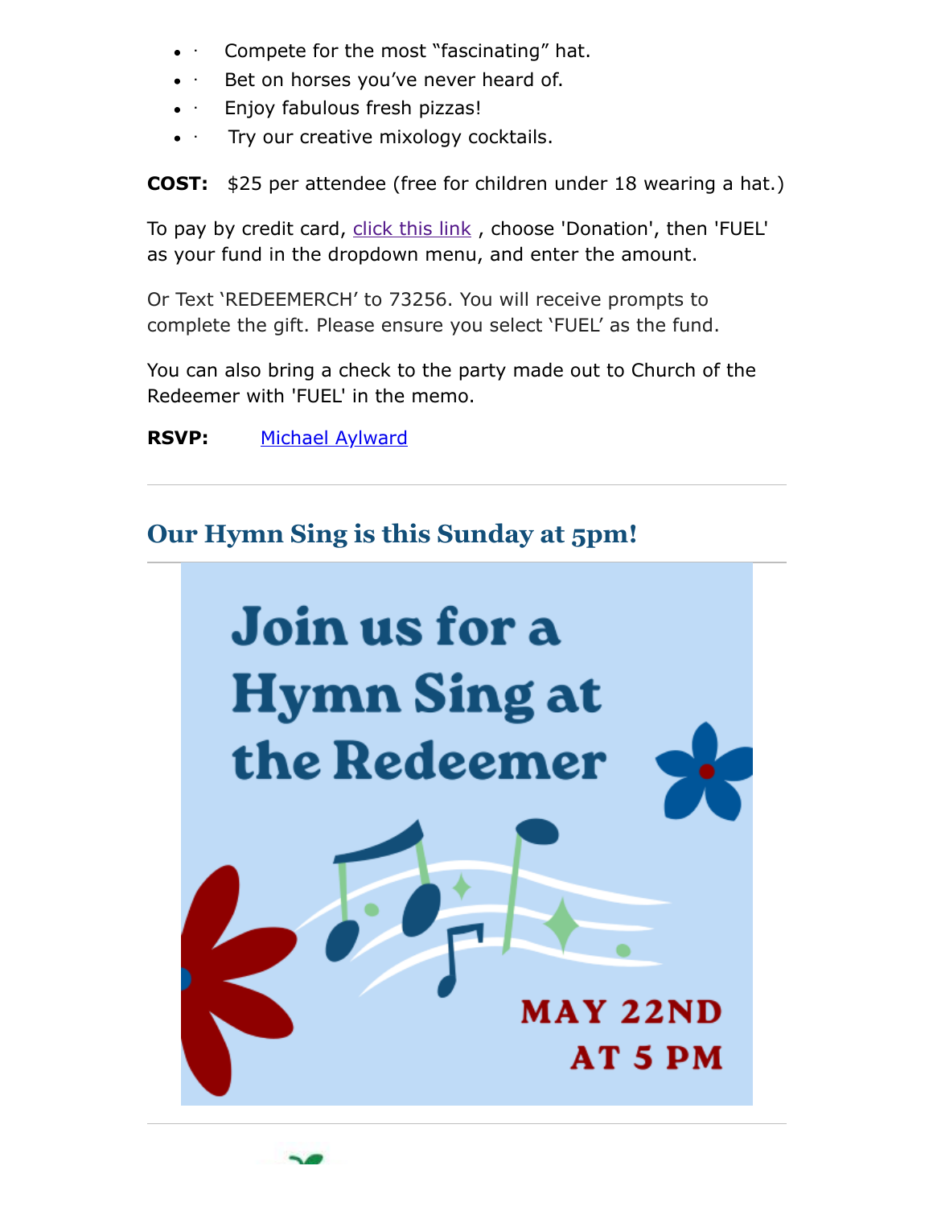- · Compete for the most "fascinating" hat.
- · Bet on horses you've never heard of.
- · Enjoy fabulous fresh pizzas!
- · Try our creative mixology cocktails.

**COST:** $25 per attendee (free for children under 18 wearing a hat.)

To pay by credit card, click this link , choose 'Donation', then 'FUEL' as your fund in the dropdown menu, and enter the amount.

Or Text 'REDEEMERCH' to 73256. You will receive prompts to complete the gift. Please ensure you select 'FUEL' as the fund.

You can also bring a check to the party made out to Church of the Redeemer with 'FUEL' in the memo.

**RSVP:** Michael Aylward

---

## Our Hymn Sing is this Sunday at 5pm!

Join us for a Hymn Sing at the Redeemer

MAY 22ND AT 5 PM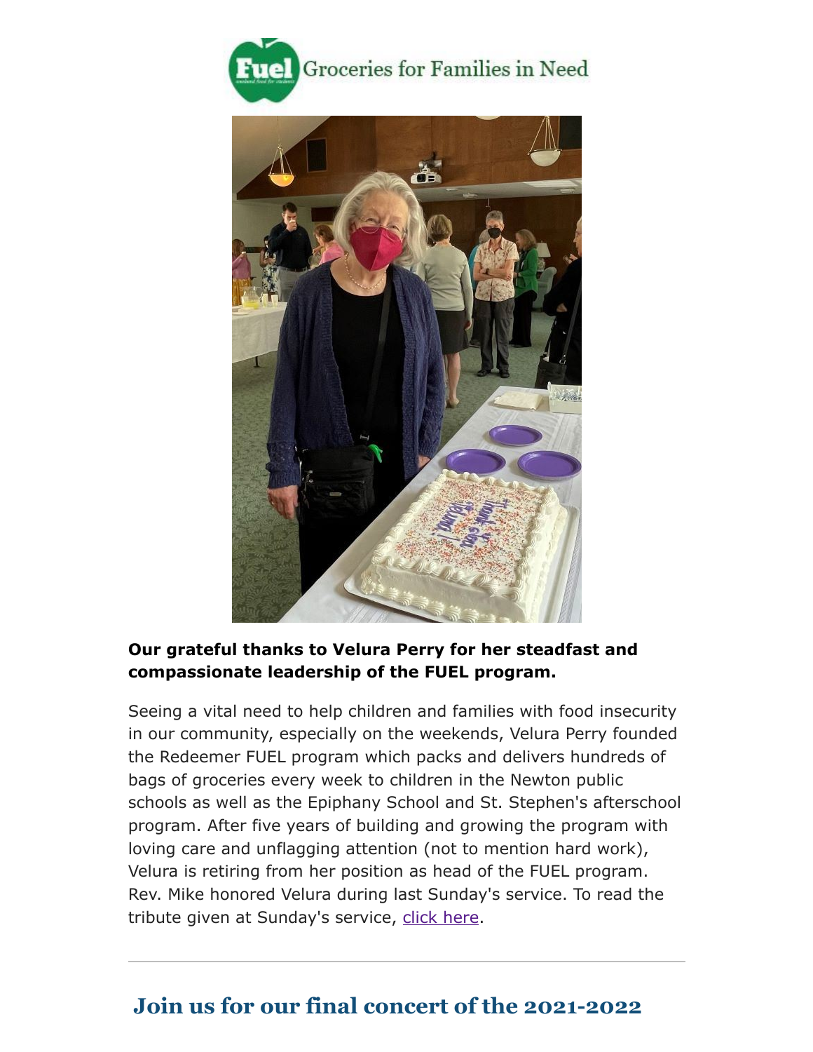Groceries for Families in Need

**Our grateful thanks to Velura Perry for her steadfast and compassionate leadership of the FUEL program.**

Seeing a vital need to help children and families with food insecurity in our community, especially on the weekends, Velura Perry founded the Redeemer FUEL program which packs and delivers hundreds of bags of groceries every week to children in the Newton public schools as well as the Epiphany School and St. Stephen's afterschool program. After five years of building and growing the program with loving care and unflagging attention (not to mention hard work), Velura is retiring from her position as head of the FUEL program. Rev. Mike honored Velura during last Sunday's service. To read the tribute given at Sunday's service, click here.

---

## Join us for our final concert of the 2021-2022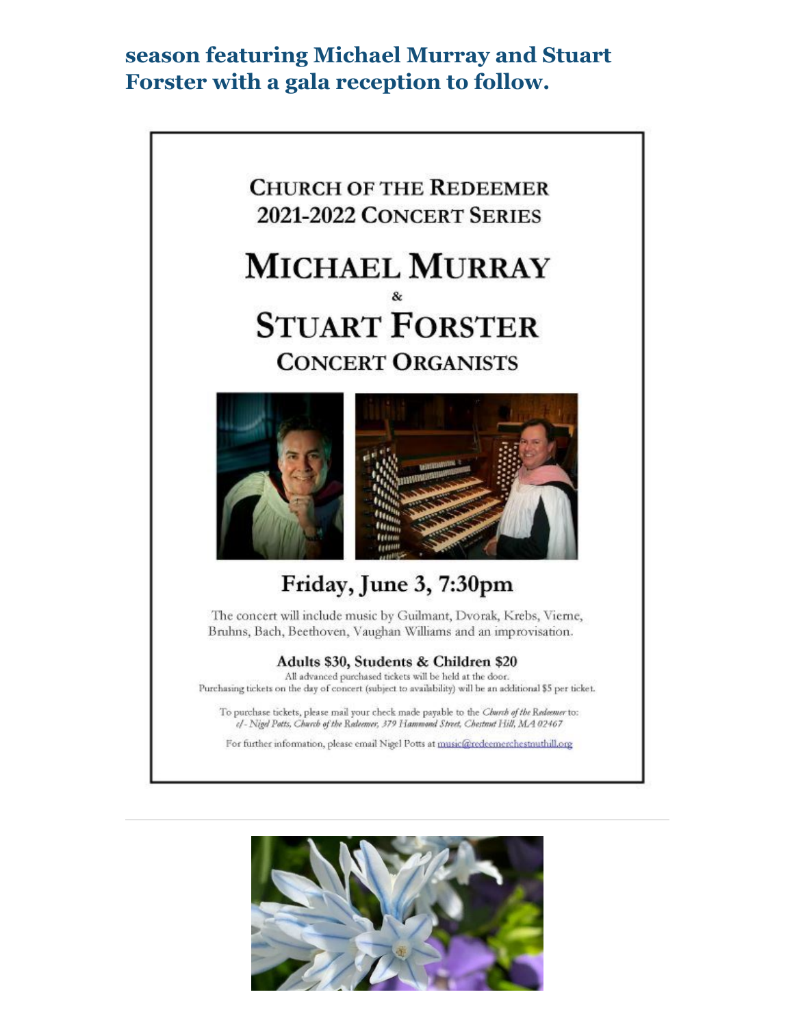**season featuring Michael Murray and Stuart Forster with a gala reception to follow.**

CHURCH OF THE REDEEMER
2021-2022 CONCERT SERIES

# MICHAEL MURRAY
&
# STUART FORSTER

## CONCERT ORGANISTS

## Friday, June 3, 7:30pm

The concert will include music by Guilmant, Dvorak, Krebs, Vierne, Bruhns, Bach, Beethoven, Vaughan Williams and an improvisation.

**Adults $30, Students & Children $20**

All advanced purchased tickets will be held at the door.
Purchasing tickets on the day of concert (subject to availability) will be an additional $5 per ticket.

To purchase tickets, please mail your check made payable to the *Church of the Redeemer* to:
*c/- Nigel Potts, Church of the Redeemer, 379 Hammond Street, Chestnut Hill, MA 02467*

For further information, please email Nigel Potts at music@redeemerchestnuthill.org

---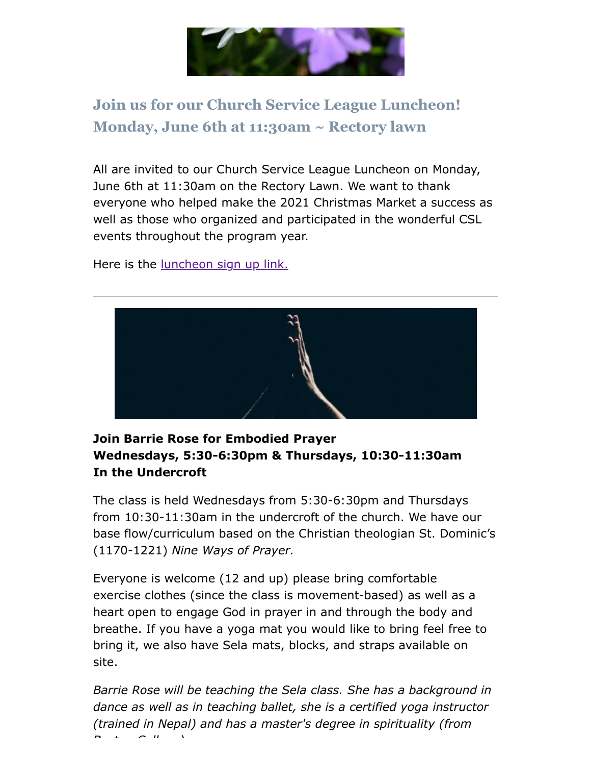## Join us for our Church Service League Luncheon! Monday, June 6th at 11:30am ~ Rectory lawn

All are invited to our Church Service League Luncheon on Monday, June 6th at 11:30am on the Rectory Lawn. We want to thank everyone who helped make the 2021 Christmas Market a success as well as those who organized and participated in the wonderful CSL events throughout the program year.

Here is the luncheon sign up link.

---

**Join Barrie Rose for Embodied Prayer**
**Wednesdays, 5:30-6:30pm & Thursdays, 10:30-11:30am**
**In the Undercroft**

The class is held Wednesdays from 5:30-6:30pm and Thursdays from 10:30-11:30am in the undercroft of the church. We have our base flow/curriculum based on the Christian theologian St. Dominic's (1170-1221) *Nine Ways of Prayer.*

Everyone is welcome (12 and up) please bring comfortable exercise clothes (since the class is movement-based) as well as a heart open to engage God in prayer in and through the body and breathe. If you have a yoga mat you would like to bring feel free to bring it, we also have Sela mats, blocks, and straps available on site.

*Barrie Rose will be teaching the Sela class. She has a background in dance as well as in teaching ballet, she is a certified yoga instructor (trained in Nepal) and has a master's degree in spirituality (from Boston College).*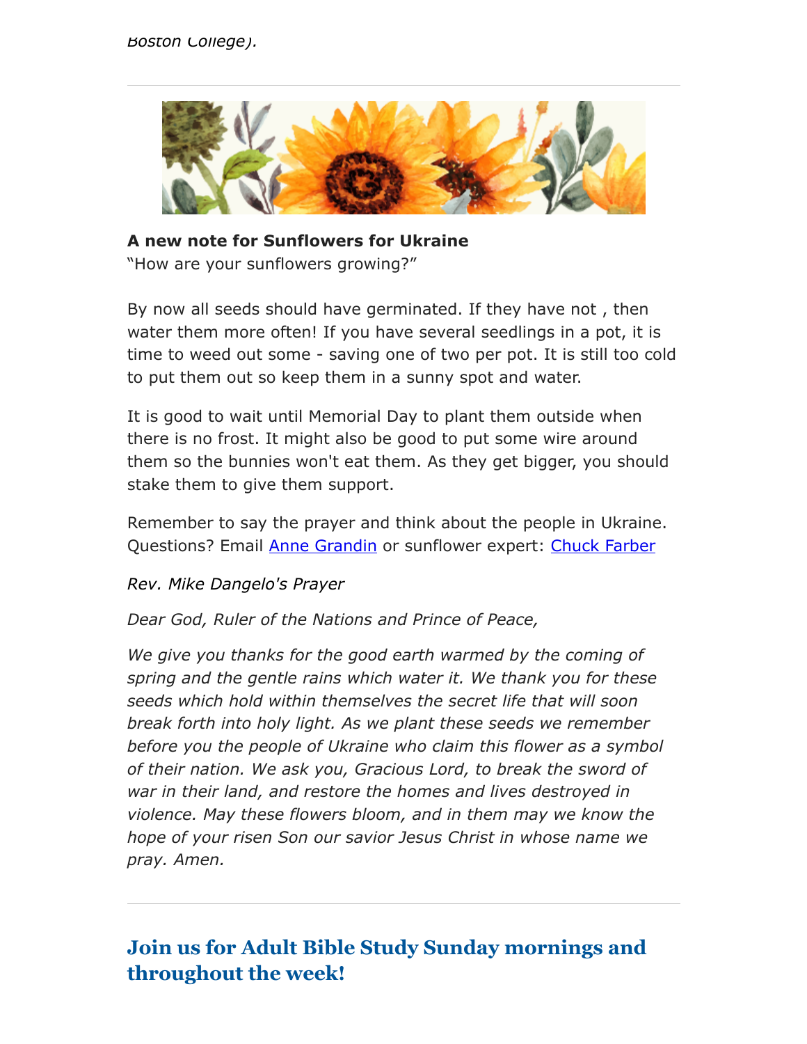*Boston College).*

---

**A new note for Sunflowers for Ukraine**
"How are your sunflowers growing?"

By now all seeds should have germinated. If they have not , then water them more often! If you have several seedlings in a pot, it is time to weed out some - saving one of two per pot. It is still too cold to put them out so keep them in a sunny spot and water.

It is good to wait until Memorial Day to plant them outside when there is no frost. It might also be good to put some wire around them so the bunnies won't eat them. As they get bigger, you should stake them to give them support.

Remember to say the prayer and think about the people in Ukraine. Questions? Email Anne Grandin or sunflower expert: Chuck Farber

*Rev. Mike Dangelo's Prayer*

*Dear God, Ruler of the Nations and Prince of Peace,*

*We give you thanks for the good earth warmed by the coming of spring and the gentle rains which water it. We thank you for these seeds which hold within themselves the secret life that will soon break forth into holy light. As we plant these seeds we remember before you the people of Ukraine who claim this flower as a symbol of their nation. We ask you, Gracious Lord, to break the sword of war in their land, and restore the homes and lives destroyed in violence. May these flowers bloom, and in them may we know the hope of your risen Son our savior Jesus Christ in whose name we pray. Amen.*

---

## Join us for Adult Bible Study Sunday mornings and throughout the week!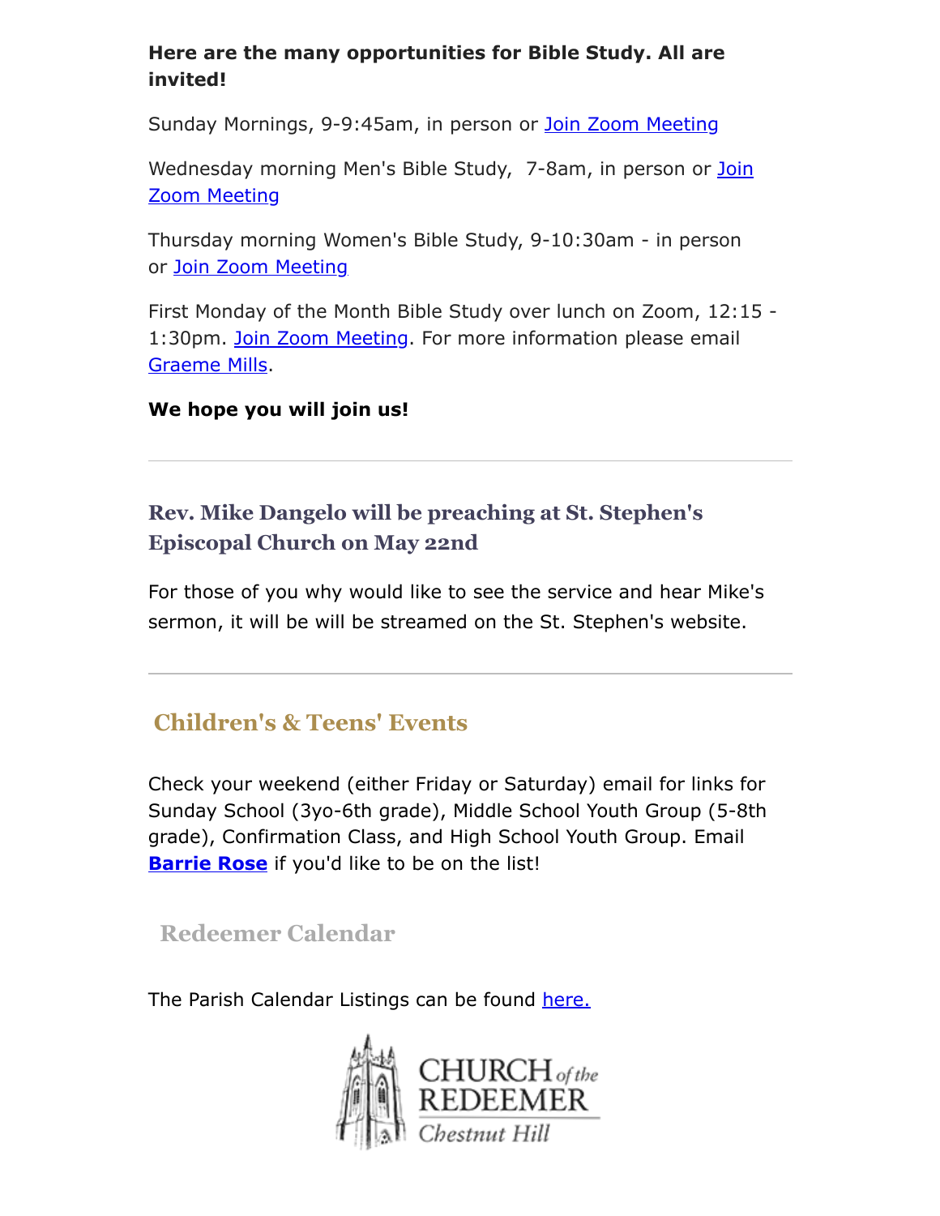**Here are the many opportunities for Bible Study. All are invited!**

Sunday Mornings, 9-9:45am, in person or Join Zoom Meeting

Wednesday morning Men's Bible Study,  7-8am, in person or Join Zoom Meeting

Thursday morning Women's Bible Study, 9-10:30am - in person or Join Zoom Meeting

First Monday of the Month Bible Study over lunch on Zoom, 12:15 - 1:30pm. Join Zoom Meeting. For more information please email Graeme Mills.

**We hope you will join us!**

---

### Rev. Mike Dangelo will be preaching at St. Stephen's Episcopal Church on May 22nd

For those of you why would like to see the service and hear Mike's sermon, it will be will be streamed on the St. Stephen's website.

---

## Children's & Teens' Events

Check your weekend (either Friday or Saturday) email for links for Sunday School (3yo-6th grade), Middle School Youth Group (5-8th grade), Confirmation Class, and High School Youth Group. Email **Barrie Rose** if you'd like to be on the list!

## Redeemer Calendar

The Parish Calendar Listings can be found here.

CHURCH *of the* REDEEMER
*Chestnut Hill*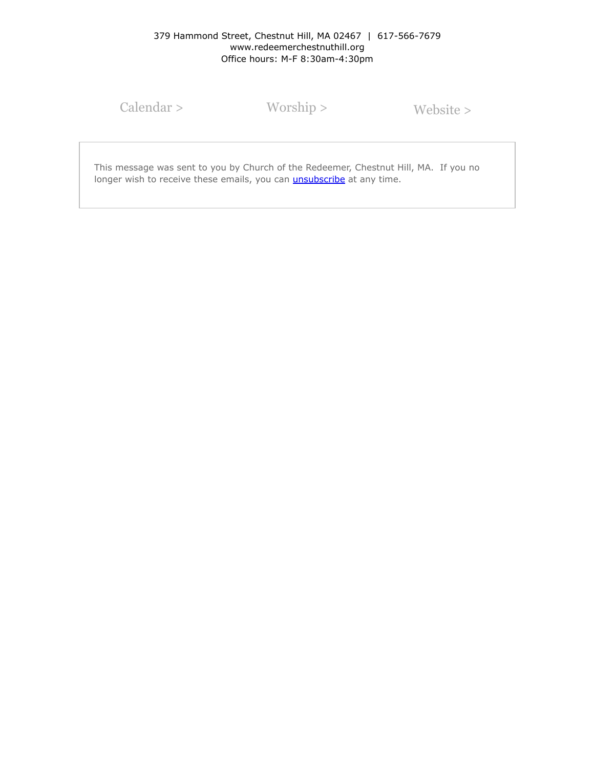379 Hammond Street, Chestnut Hill, MA 02467 | 617-566-7679
www.redeemerchestnuthill.org
Office hours: M-F 8:30am-4:30pm

Calendar > Worship > Website >

This message was sent to you by Church of the Redeemer, Chestnut Hill, MA. If you no longer wish to receive these emails, you can unsubscribe at any time.